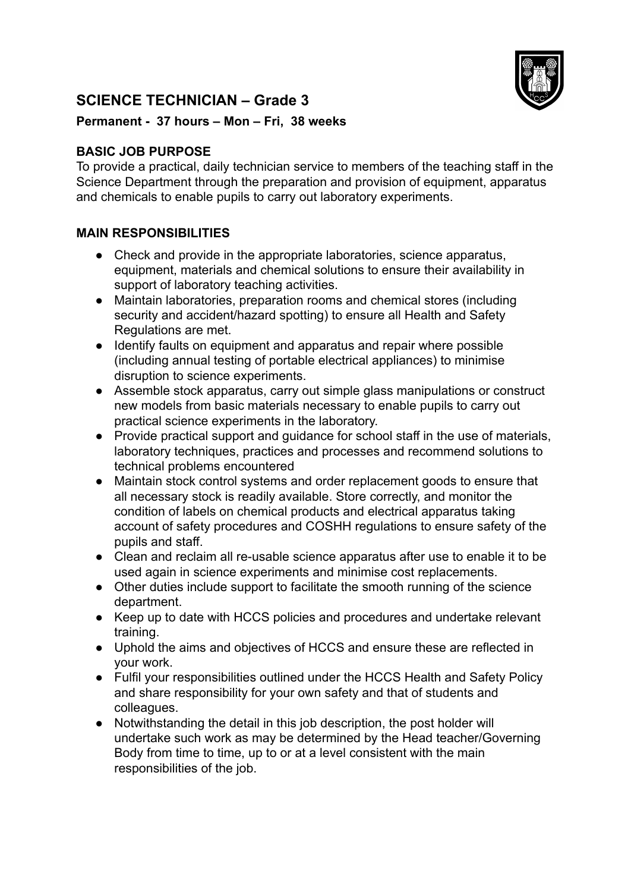## SCIENCE TECHNICIAN – Grade 3

**Permanent - 37 hours – Mon – Fri, 38 weeks**

**BASIC JOB PURPOSE**

To provide a practical, daily technician service to members of the teaching staff in the Science Department through the preparation and provision of equipment, apparatus and chemicals to enable pupils to carry out laboratory experiments.

**MAIN RESPONSIBILITIES**

- Check and provide in the appropriate laboratories, science apparatus, equipment, materials and chemical solutions to ensure their availability in support of laboratory teaching activities.
- Maintain laboratories, preparation rooms and chemical stores (including security and accident/hazard spotting) to ensure all Health and Safety Regulations are met.
- Identify faults on equipment and apparatus and repair where possible (including annual testing of portable electrical appliances) to minimise disruption to science experiments.
- Assemble stock apparatus, carry out simple glass manipulations or construct new models from basic materials necessary to enable pupils to carry out practical science experiments in the laboratory.
- Provide practical support and guidance for school staff in the use of materials, laboratory techniques, practices and processes and recommend solutions to technical problems encountered
- Maintain stock control systems and order replacement goods to ensure that all necessary stock is readily available. Store correctly, and monitor the condition of labels on chemical products and electrical apparatus taking account of safety procedures and COSHH regulations to ensure safety of the pupils and staff.
- Clean and reclaim all re-usable science apparatus after use to enable it to be used again in science experiments and minimise cost replacements.
- Other duties include support to facilitate the smooth running of the science department.
- Keep up to date with HCCS policies and procedures and undertake relevant training.
- Uphold the aims and objectives of HCCS and ensure these are reflected in your work.
- Fulfil your responsibilities outlined under the HCCS Health and Safety Policy and share responsibility for your own safety and that of students and colleagues.
- Notwithstanding the detail in this job description, the post holder will undertake such work as may be determined by the Head teacher/Governing Body from time to time, up to or at a level consistent with the main responsibilities of the job.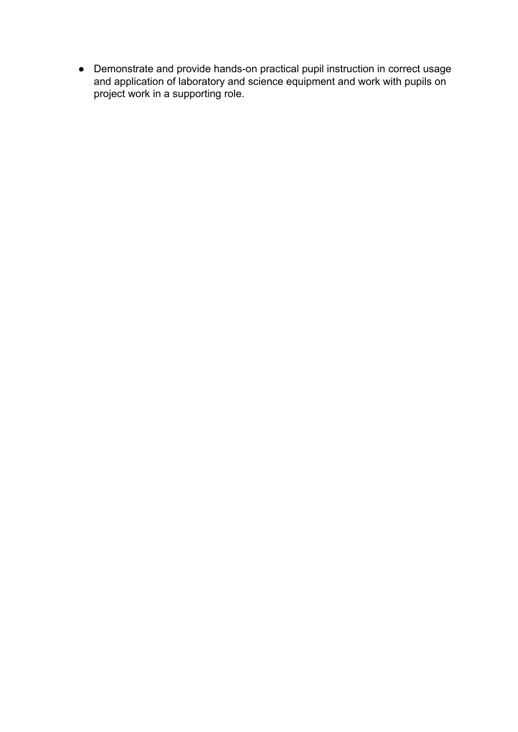- Demonstrate and provide hands-on practical pupil instruction in correct usage and application of laboratory and science equipment and work with pupils on project work in a supporting role.